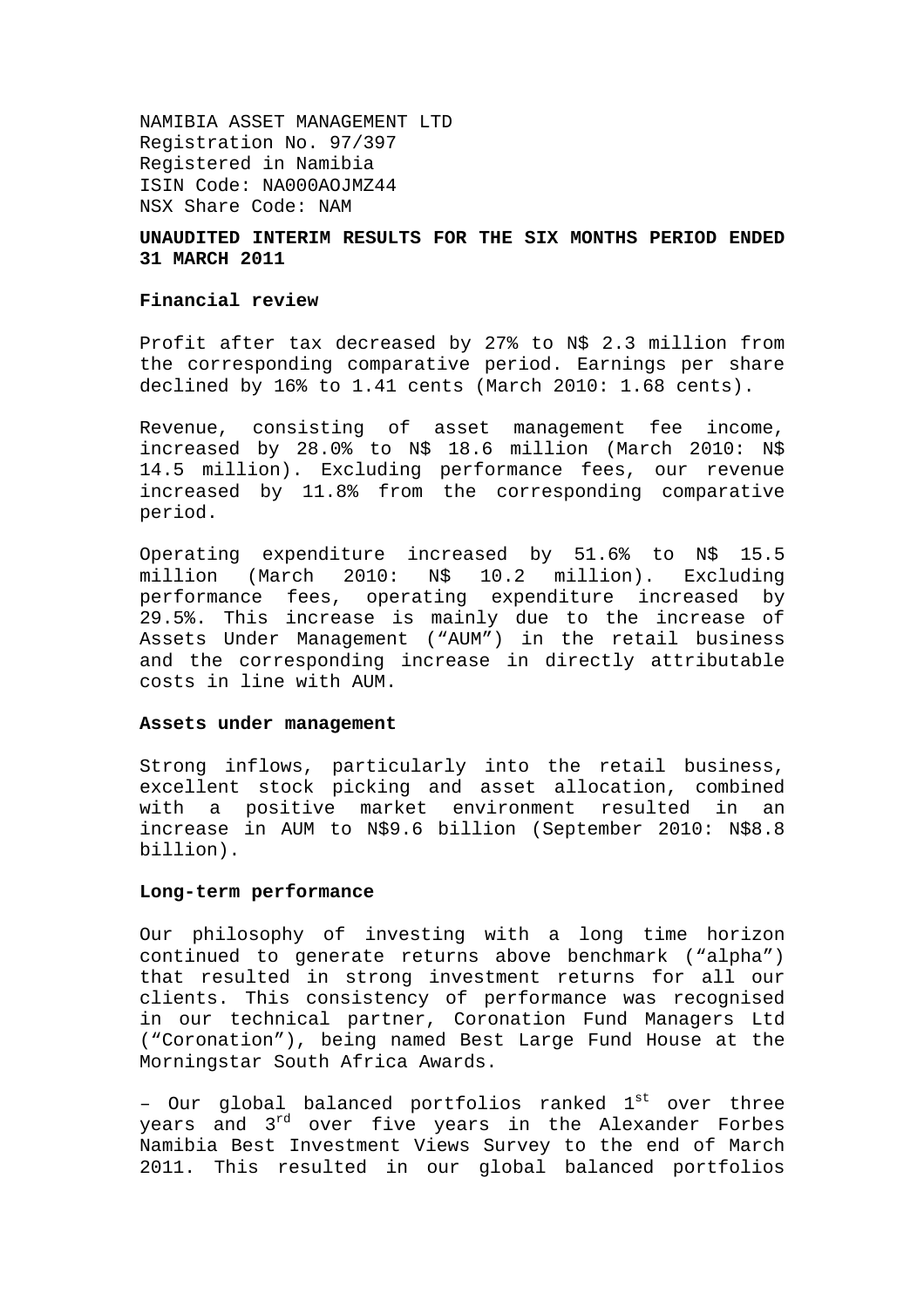NAMIBIA ASSET MANAGEMENT LTD
Registration No. 97/397
Registered in Namibia
ISIN Code: NA000AOJMZ44
NSX Share Code: NAM

**UNAUDITED INTERIM RESULTS FOR THE SIX MONTHS PERIOD ENDED 31 MARCH 2011**

**Financial review**

Profit after tax decreased by 27% to N$ 2.3 million from the corresponding comparative period. Earnings per share declined by 16% to 1.41 cents (March 2010: 1.68 cents).

Revenue, consisting of asset management fee income, increased by 28.0% to N$ 18.6 million (March 2010: N$ 14.5 million). Excluding performance fees, our revenue increased by 11.8% from the corresponding comparative period.

Operating expenditure increased by 51.6% to N$ 15.5 million (March 2010: N$ 10.2 million). Excluding performance fees, operating expenditure increased by 29.5%. This increase is mainly due to the increase of Assets Under Management ("AUM") in the retail business and the corresponding increase in directly attributable costs in line with AUM.

**Assets under management**

Strong inflows, particularly into the retail business, excellent stock picking and asset allocation, combined with a positive market environment resulted in an increase in AUM to N$9.6 billion (September 2010: N$8.8 billion).

**Long-term performance**

Our philosophy of investing with a long time horizon continued to generate returns above benchmark ("alpha") that resulted in strong investment returns for all our clients. This consistency of performance was recognised in our technical partner, Coronation Fund Managers Ltd ("Coronation"), being named Best Large Fund House at the Morningstar South Africa Awards.

– Our global balanced portfolios ranked 1st over three years and 3rd over five years in the Alexander Forbes Namibia Best Investment Views Survey to the end of March 2011. This resulted in our global balanced portfolios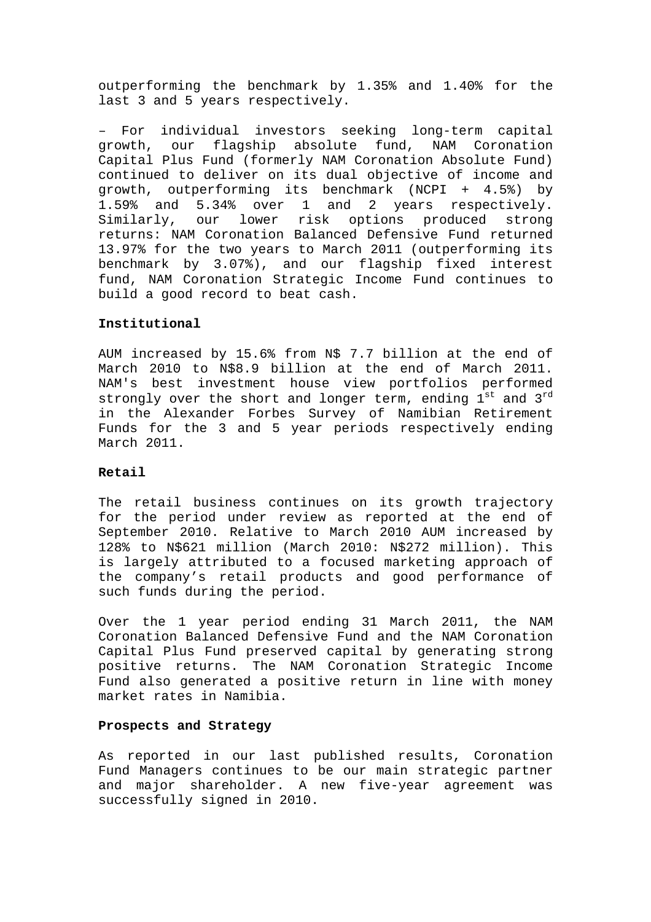outperforming the benchmark by 1.35% and 1.40% for the last 3 and 5 years respectively.

– For individual investors seeking long-term capital growth, our flagship absolute fund, NAM Coronation Capital Plus Fund (formerly NAM Coronation Absolute Fund) continued to deliver on its dual objective of income and growth, outperforming its benchmark (NCPI + 4.5%) by 1.59% and 5.34% over 1 and 2 years respectively. Similarly, our lower risk options produced strong returns: NAM Coronation Balanced Defensive Fund returned 13.97% for the two years to March 2011 (outperforming its benchmark by 3.07%), and our flagship fixed interest fund, NAM Coronation Strategic Income Fund continues to build a good record to beat cash.

**Institutional**

AUM increased by 15.6% from N$ 7.7 billion at the end of March 2010 to N$8.9 billion at the end of March 2011. NAM's best investment house view portfolios performed strongly over the short and longer term, ending 1st and 3rd in the Alexander Forbes Survey of Namibian Retirement Funds for the 3 and 5 year periods respectively ending March 2011.

**Retail**

The retail business continues on its growth trajectory for the period under review as reported at the end of September 2010. Relative to March 2010 AUM increased by 128% to N$621 million (March 2010: N$272 million). This is largely attributed to a focused marketing approach of the company's retail products and good performance of such funds during the period.

Over the 1 year period ending 31 March 2011, the NAM Coronation Balanced Defensive Fund and the NAM Coronation Capital Plus Fund preserved capital by generating strong positive returns. The NAM Coronation Strategic Income Fund also generated a positive return in line with money market rates in Namibia.

**Prospects and Strategy**

As reported in our last published results, Coronation Fund Managers continues to be our main strategic partner and major shareholder. A new five-year agreement was successfully signed in 2010.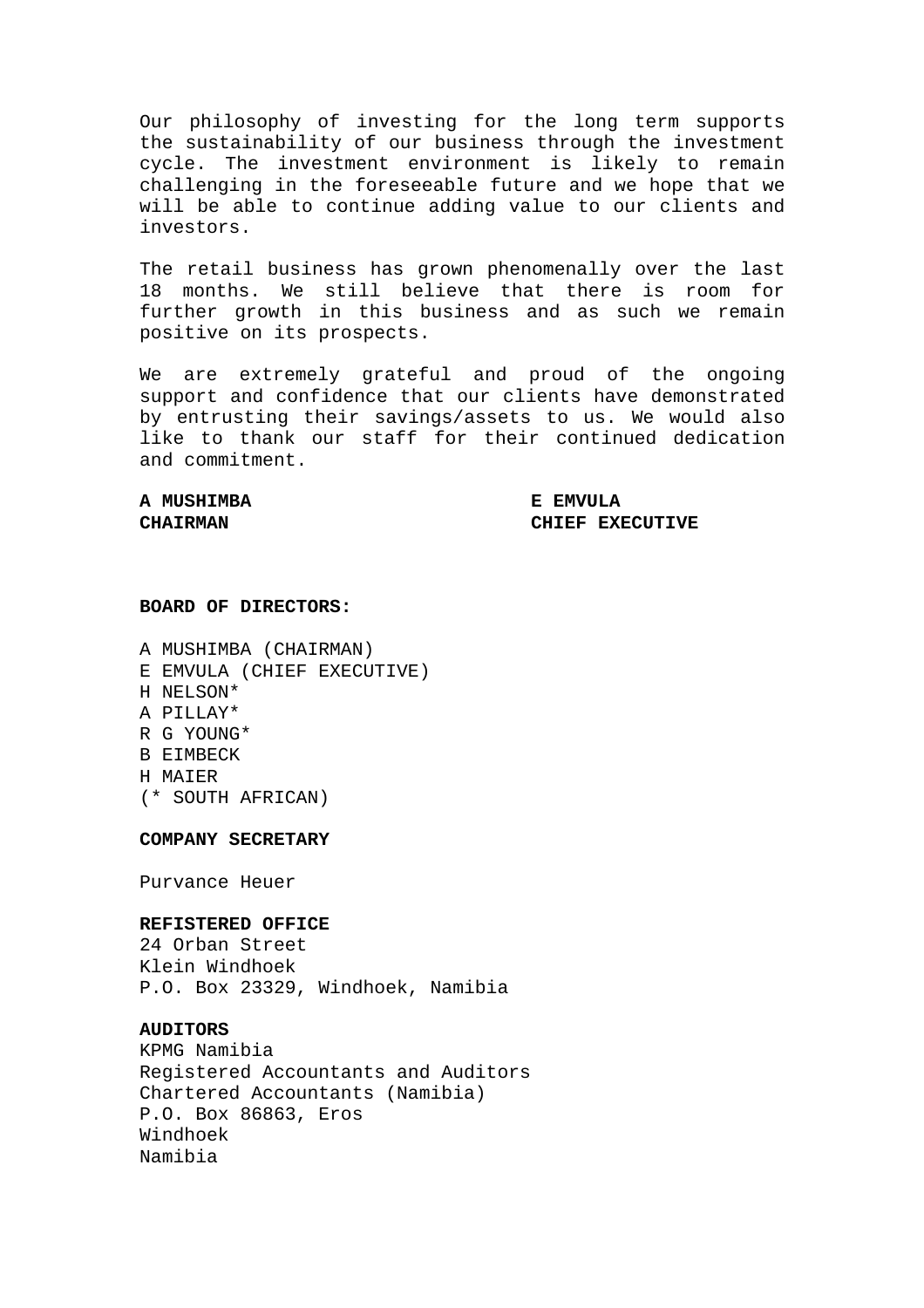Our philosophy of investing for the long term supports the sustainability of our business through the investment cycle. The investment environment is likely to remain challenging in the foreseeable future and we hope that we will be able to continue adding value to our clients and investors.

The retail business has grown phenomenally over the last 18 months. We still believe that there is room for further growth in this business and as such we remain positive on its prospects.

We are extremely grateful and proud of the ongoing support and confidence that our clients have demonstrated by entrusting their savings/assets to us. We would also like to thank our staff for their continued dedication and commitment.

**A MUSHIMBA**
**CHAIRMAN**

**E EMVULA**
**CHIEF EXECUTIVE**

**BOARD OF DIRECTORS:**

A MUSHIMBA (CHAIRMAN)
E EMVULA (CHIEF EXECUTIVE)
H NELSON*
A PILLAY*
R G YOUNG*
B EIMBECK
H MAIER
(* SOUTH AFRICAN)

**COMPANY SECRETARY**

Purvance Heuer

**REFISTERED OFFICE**
24 Orban Street
Klein Windhoek
P.O. Box 23329, Windhoek, Namibia

**AUDITORS**
KPMG Namibia
Registered Accountants and Auditors
Chartered Accountants (Namibia)
P.O. Box 86863, Eros
Windhoek
Namibia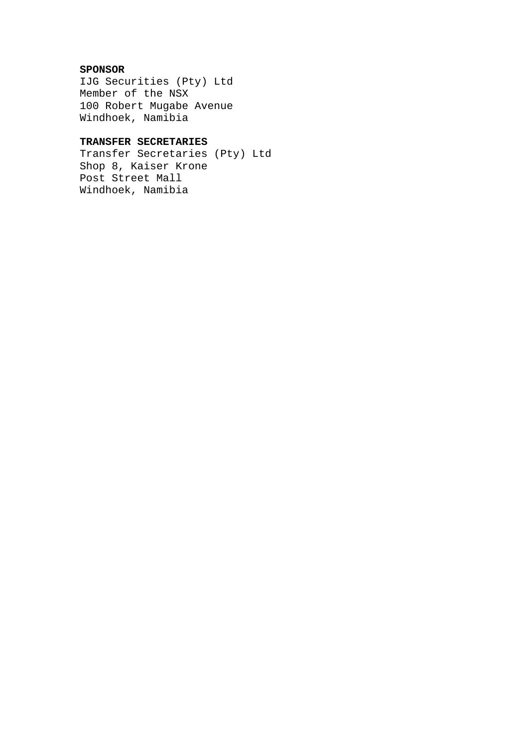**SPONSOR**
IJG Securities (Pty) Ltd
Member of the NSX
100 Robert Mugabe Avenue
Windhoek, Namibia

**TRANSFER SECRETARIES**
Transfer Secretaries (Pty) Ltd
Shop 8, Kaiser Krone
Post Street Mall
Windhoek, Namibia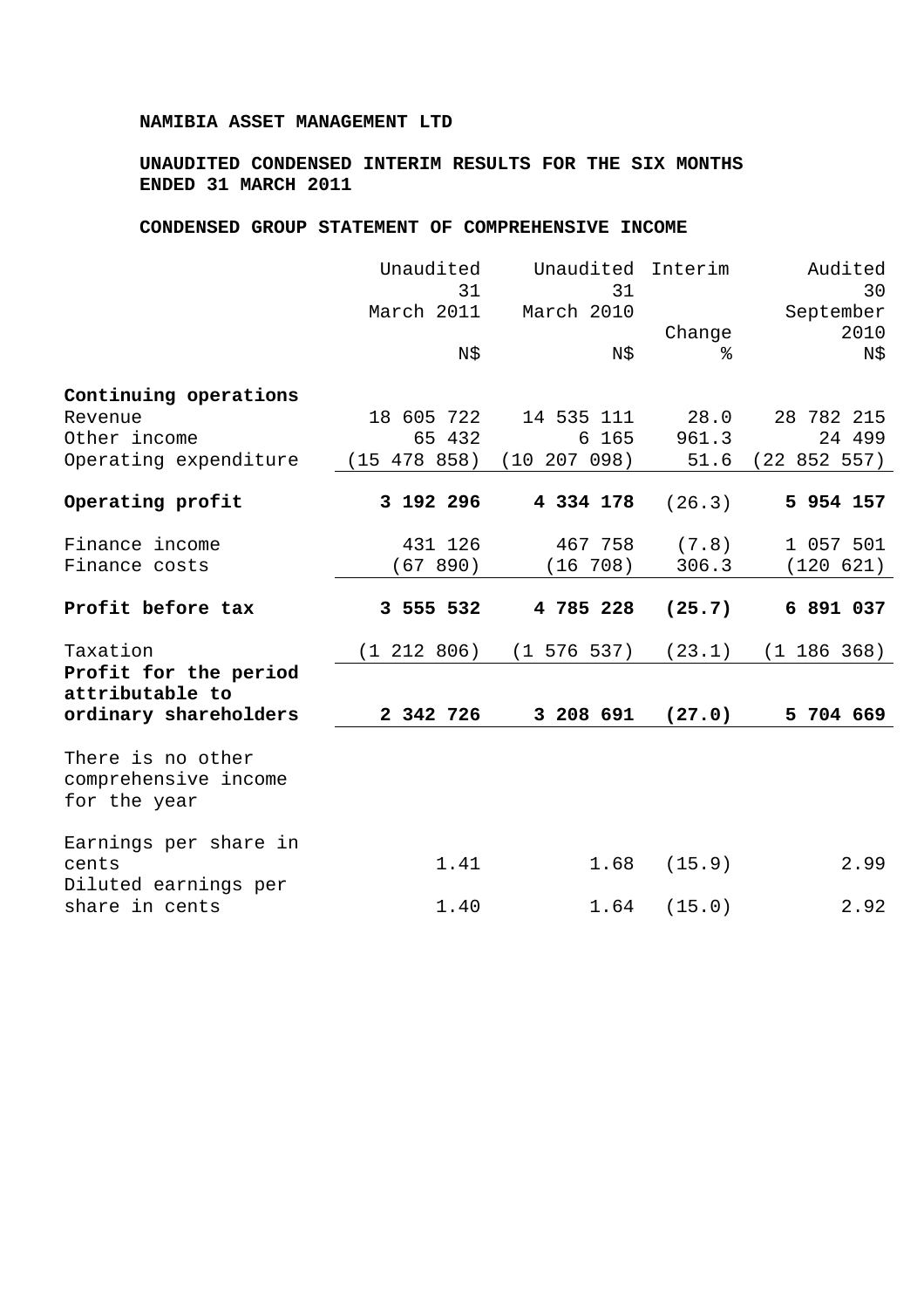**NAMIBIA ASSET MANAGEMENT LTD**

**UNAUDITED CONDENSED INTERIM RESULTS FOR THE SIX MONTHS ENDED 31 MARCH 2011**

**CONDENSED GROUP STATEMENT OF COMPREHENSIVE INCOME**

| | Unaudited 31 March 2011 N$ | Unaudited 31 March 2010 N$ | Interim Change % | Audited 30 September 2010 N$ |
|---|---|---|---|---|
| **Continuing operations** | | | | |
| Revenue | 18 605 722 | 14 535 111 | 28.0 | 28 782 215 |
| Other income | 65 432 | 6 165 | 961.3 | 24 499 |
| Operating expenditure | (15 478 858) | (10 207 098) | 51.6 | (22 852 557) |
| **Operating profit** | **3 192 296** | **4 334 178** | (26.3) | **5 954 157** |
| Finance income | 431 126 | 467 758 | (7.8) | 1 057 501 |
| Finance costs | (67 890) | (16 708) | 306.3 | (120 621) |
| **Profit before tax** | **3 555 532** | **4 785 228** | **(25.7)** | **6 891 037** |
| Taxation | (1 212 806) | (1 576 537) | (23.1) | (1 186 368) |
| **Profit for the period attributable to ordinary shareholders** | **2 342 726** | **3 208 691** | **(27.0)** | **5 704 669** |
| There is no other comprehensive income for the year | | | | |
| Earnings per share in cents | 1.41 | 1.68 | (15.9) | 2.99 |
| Diluted earnings per share in cents | 1.40 | 1.64 | (15.0) | 2.92 |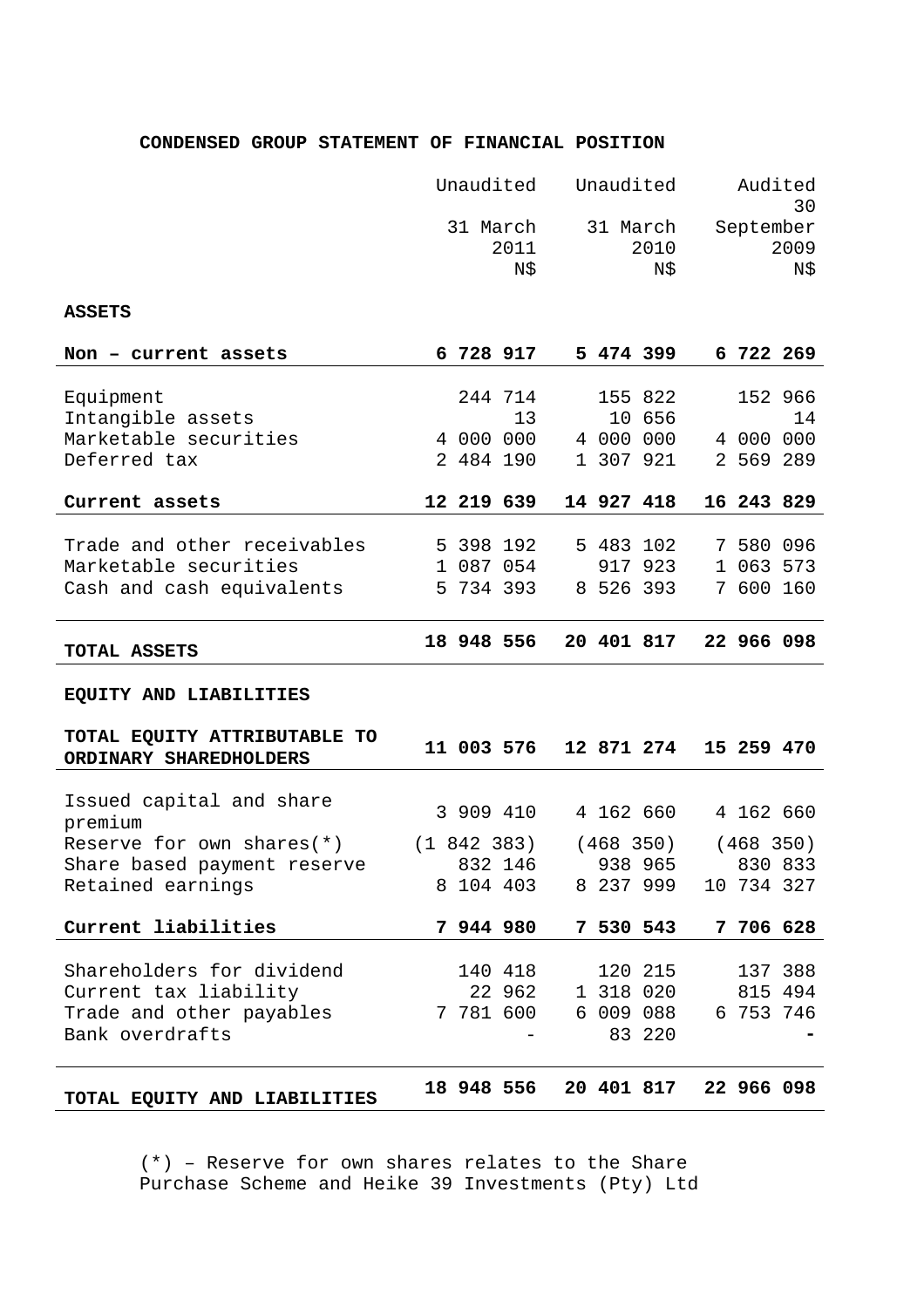## CONDENSED GROUP STATEMENT OF FINANCIAL POSITION

| | Unaudited 31 March 2011 N$ | Unaudited 31 March 2010 N$ | Audited 30 September 2009 N$ |
|---|---|---|---|
| **ASSETS** | | | |
| **Non – current assets** | **6 728 917** | **5 474 399** | **6 722 269** |
| Equipment | 244 714 | 155 822 | 152 966 |
| Intangible assets | 13 | 10 656 | 14 |
| Marketable securities | 4 000 000 | 4 000 000 | 4 000 000 |
| Deferred tax | 2 484 190 | 1 307 921 | 2 569 289 |
| **Current assets** | **12 219 639** | **14 927 418** | **16 243 829** |
| Trade and other receivables | 5 398 192 | 5 483 102 | 7 580 096 |
| Marketable securities | 1 087 054 | 917 923 | 1 063 573 |
| Cash and cash equivalents | 5 734 393 | 8 526 393 | 7 600 160 |
| **TOTAL ASSETS** | **18 948 556** | **20 401 817** | **22 966 098** |
| **EQUITY AND LIABILITIES** | | | |
| **TOTAL EQUITY ATTRIBUTABLE TO ORDINARY SHAREDHOLDERS** | **11 003 576** | **12 871 274** | **15 259 470** |
| Issued capital and share premium | 3 909 410 | 4 162 660 | 4 162 660 |
| Reserve for own shares(*) | (1 842 383) | (468 350) | (468 350) |
| Share based payment reserve | 832 146 | 938 965 | 830 833 |
| Retained earnings | 8 104 403 | 8 237 999 | 10 734 327 |
| **Current liabilities** | **7 944 980** | **7 530 543** | **7 706 628** |
| Shareholders for dividend | 140 418 | 120 215 | 137 388 |
| Current tax liability | 22 962 | 1 318 020 | 815 494 |
| Trade and other payables | 7 781 600 | 6 009 088 | 6 753 746 |
| Bank overdrafts | - | 83 220 | - |
| **TOTAL EQUITY AND LIABILITIES** | **18 948 556** | **20 401 817** | **22 966 098** |

(*) – Reserve for own shares relates to the Share Purchase Scheme and Heike 39 Investments (Pty) Ltd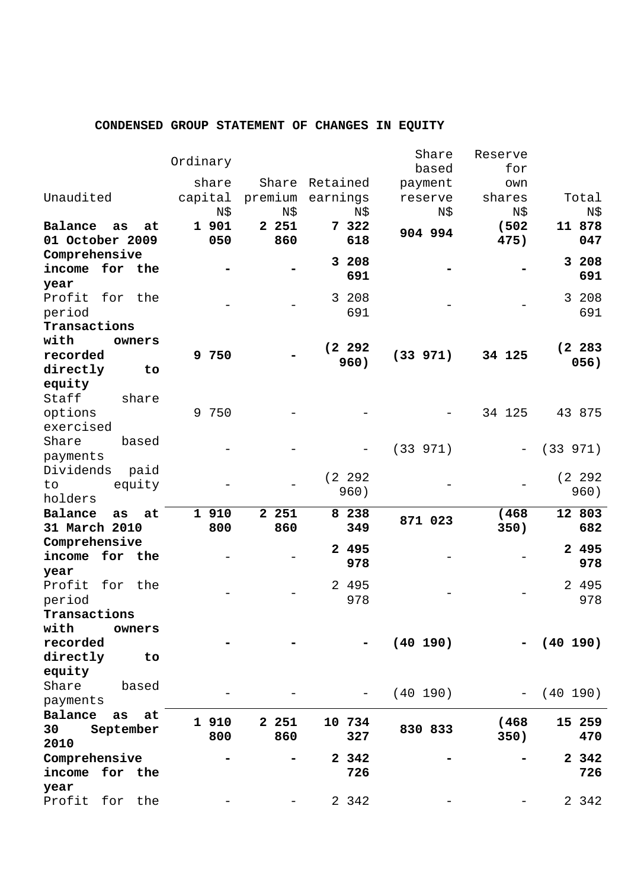## CONDENSED GROUP STATEMENT OF CHANGES IN EQUITY

| Unaudited | Ordinary share capital N$ | Share premium N$ | Retained earnings N$ | Share based payment reserve N$ | Reserve for own shares N$ | Total N$ |
|---|---|---|---|---|---|---|
| **Balance as at 01 October 2009** | **1 901 050** | **2 251 860** | **7 322 618** | **904 994** | **(502 475)** | **11 878 047** |
| **Comprehensive income for the year** | **-** | **-** | **3 208 691** | **-** | **-** | **3 208 691** |
| Profit for the period | - | - | 3 208 691 | - | - | 3 208 691 |
| **Transactions with owners recorded directly to equity** | **9 750** | **-** | **(2 292 960)** | **(33 971)** | **34 125** | **(2 283 056)** |
| Staff share options exercised | 9 750 | - | - | - | 34 125 | 43 875 |
| Share based payments | - | - | - | (33 971) | - | (33 971) |
| Dividends paid to equity holders | - | - | (2 292 960) | - | - | (2 292 960) |
| **Balance as at 31 March 2010** | **1 910 800** | **2 251 860** | **8 238 349** | **871 023** | **(468 350)** | **12 803 682** |
| **Comprehensive income for the year** | - | - | **2 495 978** | - | - | **2 495 978** |
| Profit for the period | - | - | 2 495 978 | - | - | 2 495 978 |
| **Transactions with owners recorded directly to equity** | **-** | **-** | **-** | **(40 190)** | **-** | **(40 190)** |
| Share based payments | - | - | - | (40 190) | - | (40 190) |
| **Balance as at 30 September 2010** | **1 910 800** | **2 251 860** | **10 734 327** | **830 833** | **(468 350)** | **15 259 470** |
| **Comprehensive income for the year** | **-** | **-** | **2 342 726** | **-** | **-** | **2 342 726** |
| Profit for the | - | - | 2 342 | - | - | 2 342 |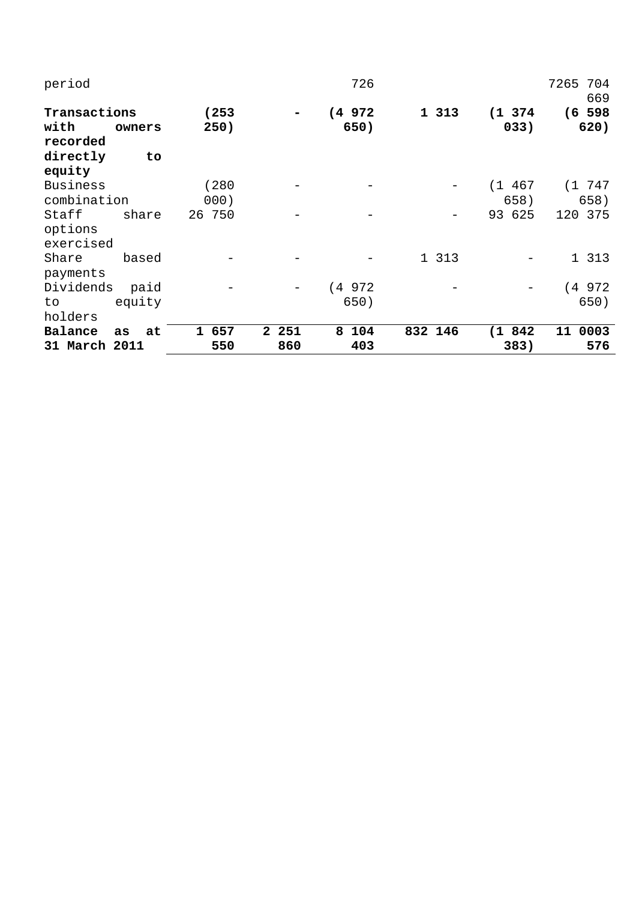| | | | | | | |
|---|---|---|---|---|---|---|
| period | | | 726 | | | 7265 704 669 |
| **Transactions with owners recorded directly to equity** | **(253 250)** | **-** | **(4 972 650)** | **1 313** | **(1 374 033)** | **(6 598 620)** |
| Business combination | (280 000) | - | - | - | (1 467 658) | (1 747 658) |
| Staff share options exercised | 26 750 | - | - | - | 93 625 | 120 375 |
| Share based payments | - | - | - | 1 313 | - | 1 313 |
| Dividends paid to equity holders | - | - | (4 972 650) | - | - | (4 972 650) |
| **Balance as at 31 March 2011** | **1 657 550** | **2 251 860** | **8 104 403** | **832 146** | **(1 842 383)** | **11 0003 576** |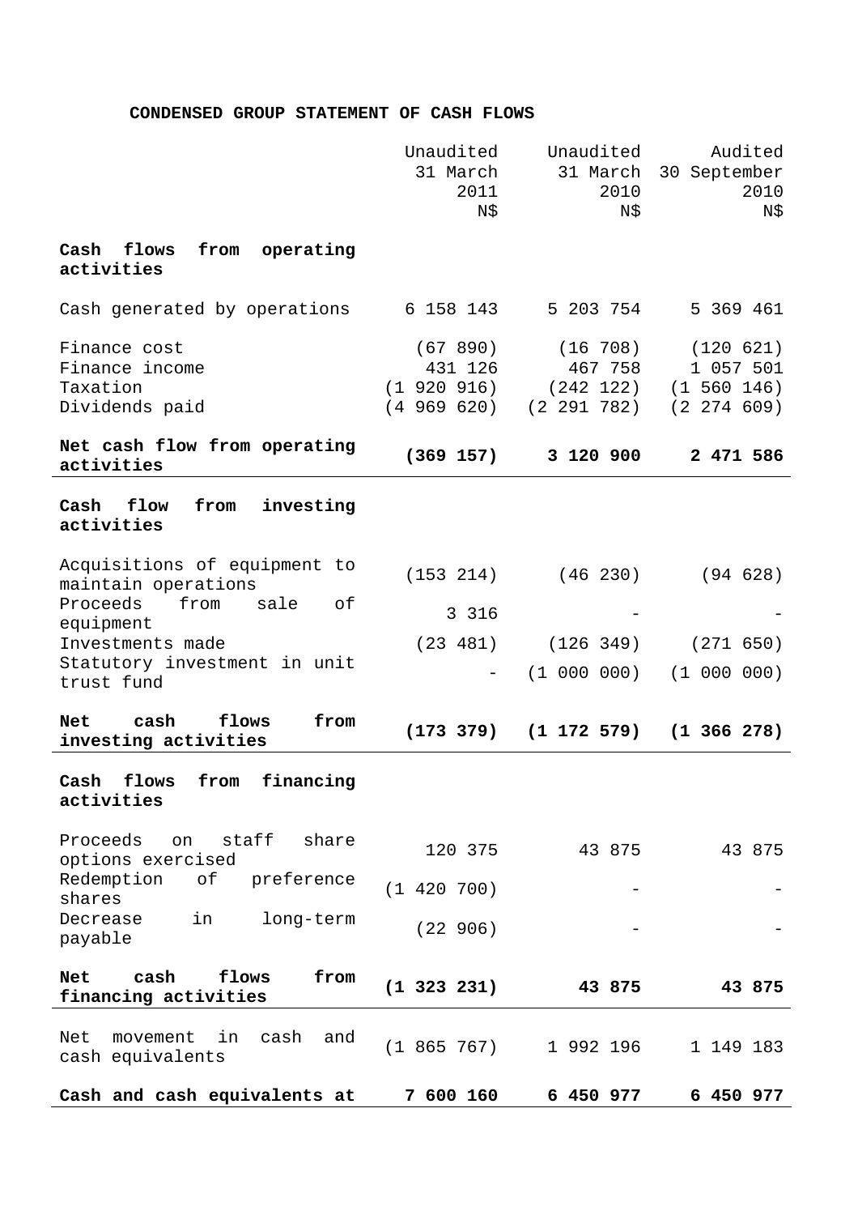**CONDENSED GROUP STATEMENT OF CASH FLOWS**

| | Unaudited 31 March 2011 N$ | Unaudited 31 March 2010 N$ | Audited 30 September 2010 N$ |
|---|---|---|---|
| **Cash flows from operating activities** | | | |
| Cash generated by operations | 6 158 143 | 5 203 754 | 5 369 461 |
| Finance cost | (67 890) | (16 708) | (120 621) |
| Finance income | 431 126 | 467 758 | 1 057 501 |
| Taxation | (1 920 916) | (242 122) | (1 560 146) |
| Dividends paid | (4 969 620) | (2 291 782) | (2 274 609) |
| **Net cash flow from operating activities** | **(369 157)** | **3 120 900** | **2 471 586** |
| **Cash flow from investing activities** | | | |
| Acquisitions of equipment to maintain operations | (153 214) | (46 230) | (94 628) |
| Proceeds from sale of equipment | 3 316 | - | - |
| Investments made | (23 481) | (126 349) | (271 650) |
| Statutory investment in unit trust fund | - | (1 000 000) | (1 000 000) |
| **Net cash flows from investing activities** | **(173 379)** | **(1 172 579)** | **(1 366 278)** |
| **Cash flows from financing activities** | | | |
| Proceeds on staff share options exercised | 120 375 | 43 875 | 43 875 |
| Redemption of preference shares | (1 420 700) | - | - |
| Decrease in long-term payable | (22 906) | - | - |
| **Net cash flows from financing activities** | **(1 323 231)** | **43 875** | **43 875** |
| Net movement in cash and cash equivalents | (1 865 767) | 1 992 196 | 1 149 183 |
| **Cash and cash equivalents at** | **7 600 160** | **6 450 977** | **6 450 977** |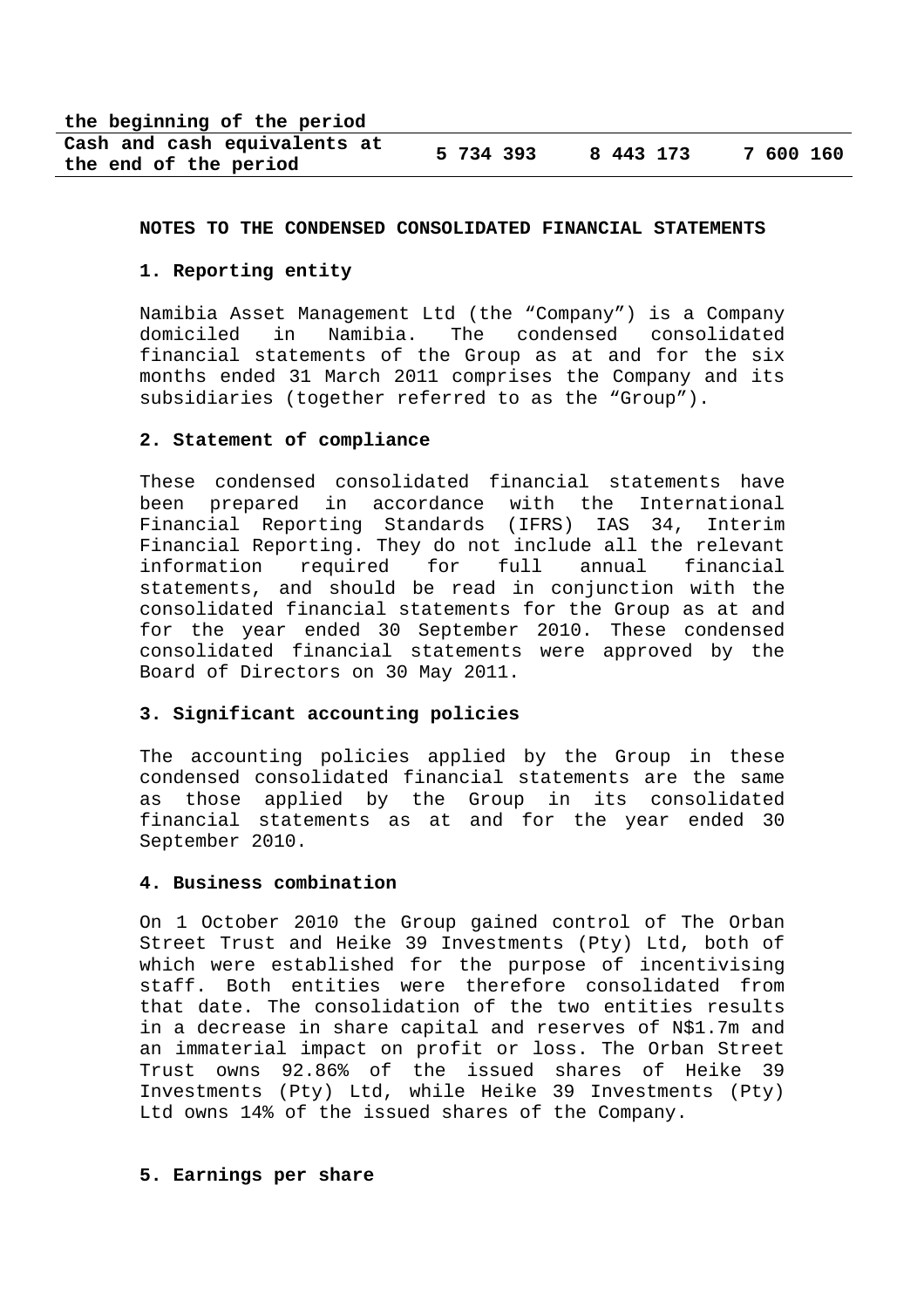| the beginning of the period | | | |
|---|---|---|---|
| **Cash and cash equivalents at the end of the period** | **5 734 393** | **8 443 173** | **7 600 160** |

**NOTES TO THE CONDENSED CONSOLIDATED FINANCIAL STATEMENTS**

**1. Reporting entity**

Namibia Asset Management Ltd (the "Company") is a Company domiciled in Namibia. The condensed consolidated financial statements of the Group as at and for the six months ended 31 March 2011 comprises the Company and its subsidiaries (together referred to as the "Group").

**2. Statement of compliance**

These condensed consolidated financial statements have been prepared in accordance with the International Financial Reporting Standards (IFRS) IAS 34, Interim Financial Reporting. They do not include all the relevant information required for full annual financial statements, and should be read in conjunction with the consolidated financial statements for the Group as at and for the year ended 30 September 2010. These condensed consolidated financial statements were approved by the Board of Directors on 30 May 2011.

**3. Significant accounting policies**

The accounting policies applied by the Group in these condensed consolidated financial statements are the same as those applied by the Group in its consolidated financial statements as at and for the year ended 30 September 2010.

**4. Business combination**

On 1 October 2010 the Group gained control of The Orban Street Trust and Heike 39 Investments (Pty) Ltd, both of which were established for the purpose of incentivising staff. Both entities were therefore consolidated from that date. The consolidation of the two entities results in a decrease in share capital and reserves of N$1.7m and an immaterial impact on profit or loss. The Orban Street Trust owns 92.86% of the issued shares of Heike 39 Investments (Pty) Ltd, while Heike 39 Investments (Pty) Ltd owns 14% of the issued shares of the Company.

**5. Earnings per share**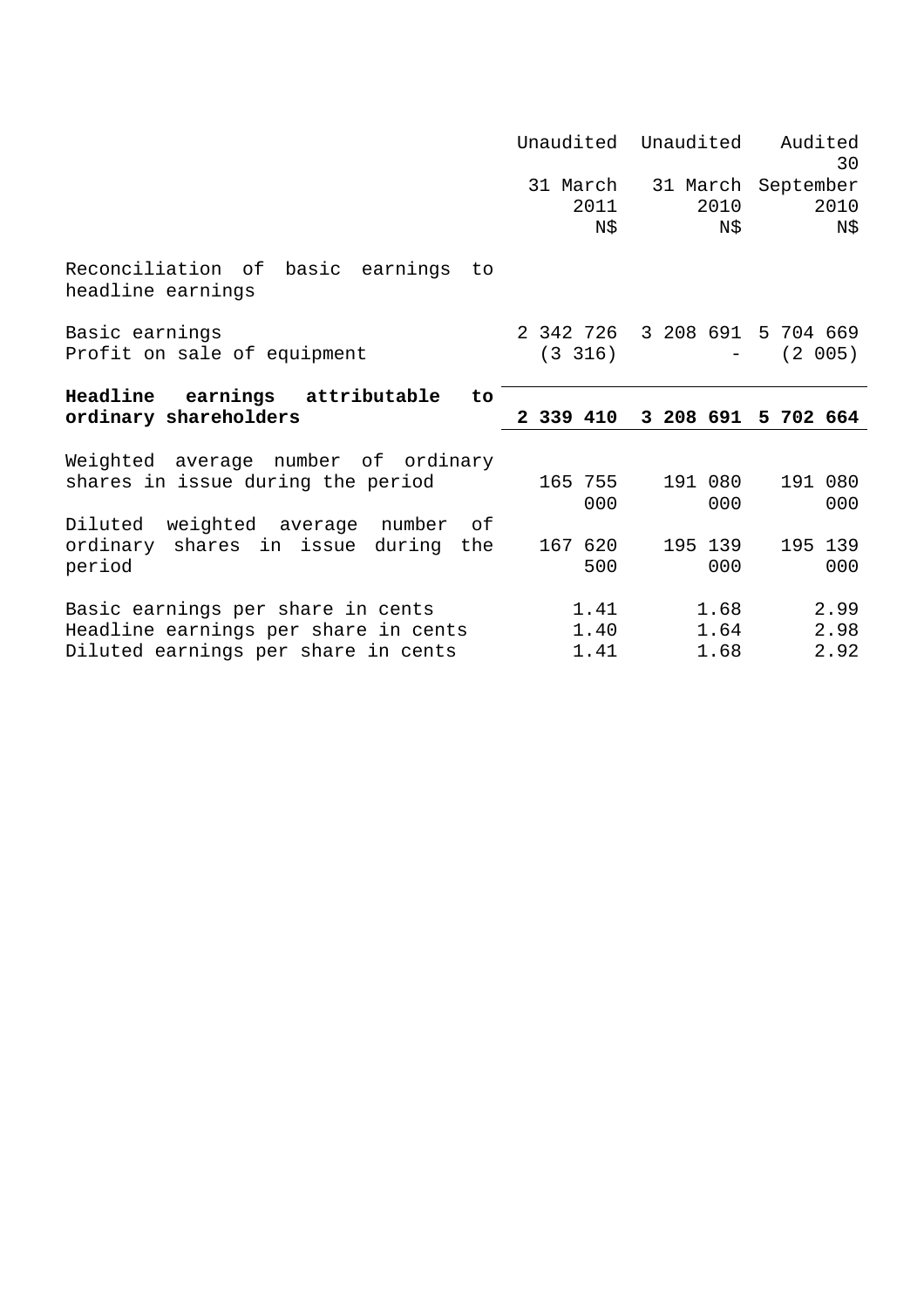| | Unaudited 31 March 2011 N$ | Unaudited 31 March 2010 N$ | Audited 30 September 2010 N$ |
|---|---|---|---|
| Reconciliation of basic earnings to headline earnings | | | |
| Basic earnings | 2 342 726 | 3 208 691 | 5 704 669 |
| Profit on sale of equipment | (3 316) | - | (2 005) |
| **Headline earnings attributable to ordinary shareholders** | **2 339 410** | **3 208 691** | **5 702 664** |
| Weighted average number of ordinary shares in issue during the period | 165 755 000 | 191 080 000 | 191 080 000 |
| Diluted weighted average number of ordinary shares in issue during the period | 167 620 500 | 195 139 000 | 195 139 000 |
| Basic earnings per share in cents | 1.41 | 1.68 | 2.99 |
| Headline earnings per share in cents | 1.40 | 1.64 | 2.98 |
| Diluted earnings per share in cents | 1.41 | 1.68 | 2.92 |